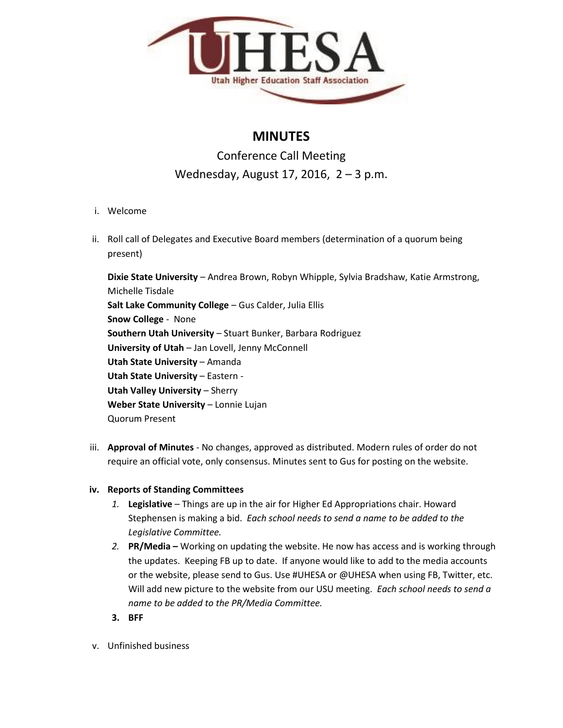UHESA

Utah Higher Education Staff Association

# MINUTES

Conference Call Meeting

Wednesday, August 17, 2016, 2 – 3 p.m.

i. Welcome

ii. Roll call of Delegates and Executive Board members (determination of a quorum being present)

   **Dixie State University** – Andrea Brown, Robyn Whipple, Sylvia Bradshaw, Katie Armstrong, Michelle Tisdale
   **Salt Lake Community College** – Gus Calder, Julia Ellis
   **Snow College** - None
   **Southern Utah University** – Stuart Bunker, Barbara Rodriguez
   **University of Utah** – Jan Lovell, Jenny McConnell
   **Utah State University** – Amanda
   **Utah State University** – Eastern -
   **Utah Valley University** – Sherry
   **Weber State University** – Lonnie Lujan
   Quorum Present

iii. **Approval of Minutes** - No changes, approved as distributed. Modern rules of order do not require an official vote, only consensus. Minutes sent to Gus for posting on the website.

iv. **Reports of Standing Committees**

   1. **Legislative** – Things are up in the air for Higher Ed Appropriations chair. Howard Stephensen is making a bid. *Each school needs to send a name to be added to the Legislative Committee.*
   2. **PR/Media –** Working on updating the website. He now has access and is working through the updates. Keeping FB up to date. If anyone would like to add to the media accounts or the website, please send to Gus. Use #UHESA or @UHESA when using FB, Twitter, etc. Will add new picture to the website from our USU meeting. *Each school needs to send a name to be added to the PR/Media Committee.*
   3. **BFF**

v. Unfinished business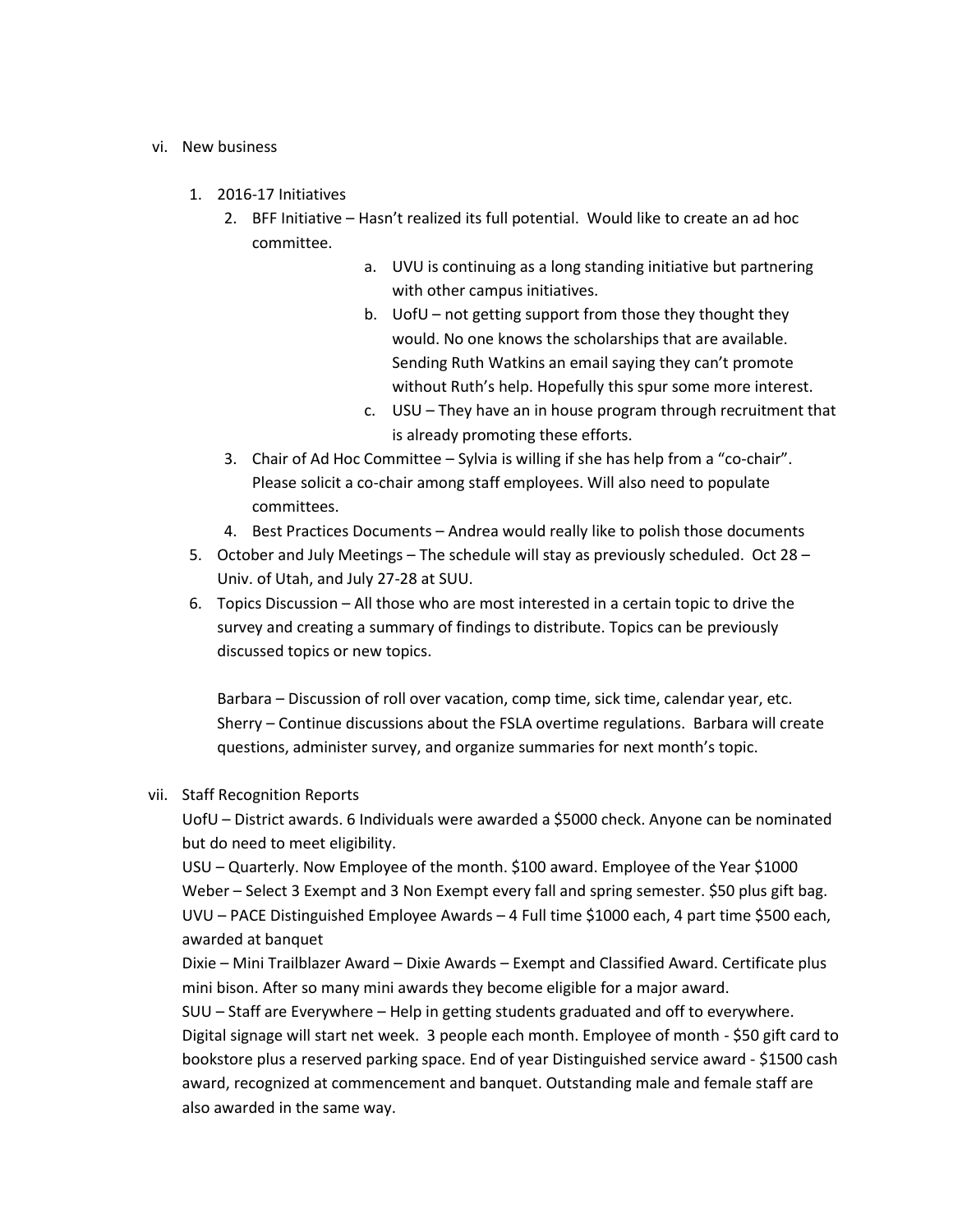vi. New business

1. 2016-17 Initiatives
    2. BFF Initiative – Hasn't realized its full potential. Would like to create an ad hoc committee.
        a. UVU is continuing as a long standing initiative but partnering with other campus initiatives.
        b. UofU – not getting support from those they thought they would. No one knows the scholarships that are available. Sending Ruth Watkins an email saying they can't promote without Ruth's help. Hopefully this spur some more interest.
        c. USU – They have an in house program through recruitment that is already promoting these efforts.
    3. Chair of Ad Hoc Committee – Sylvia is willing if she has help from a "co-chair". Please solicit a co-chair among staff employees. Will also need to populate committees.
    4. Best Practices Documents – Andrea would really like to polish those documents
5. October and July Meetings – The schedule will stay as previously scheduled. Oct 28 – Univ. of Utah, and July 27-28 at SUU.
6. Topics Discussion – All those who are most interested in a certain topic to drive the survey and creating a summary of findings to distribute. Topics can be previously discussed topics or new topics.

   Barbara – Discussion of roll over vacation, comp time, sick time, calendar year, etc.
   Sherry – Continue discussions about the FSLA overtime regulations. Barbara will create questions, administer survey, and organize summaries for next month's topic.

vii. Staff Recognition Reports

UofU – District awards. 6 Individuals were awarded a $5000 check. Anyone can be nominated but do need to meet eligibility.
USU – Quarterly. Now Employee of the month. $100 award. Employee of the Year $1000
Weber – Select 3 Exempt and 3 Non Exempt every fall and spring semester. $50 plus gift bag.
UVU – PACE Distinguished Employee Awards – 4 Full time $1000 each, 4 part time $500 each, awarded at banquet
Dixie – Mini Trailblazer Award – Dixie Awards – Exempt and Classified Award. Certificate plus mini bison. After so many mini awards they become eligible for a major award.
SUU – Staff are Everywhere – Help in getting students graduated and off to everywhere. Digital signage will start net week. 3 people each month. Employee of month - $50 gift card to bookstore plus a reserved parking space. End of year Distinguished service award - $1500 cash award, recognized at commencement and banquet. Outstanding male and female staff are also awarded in the same way.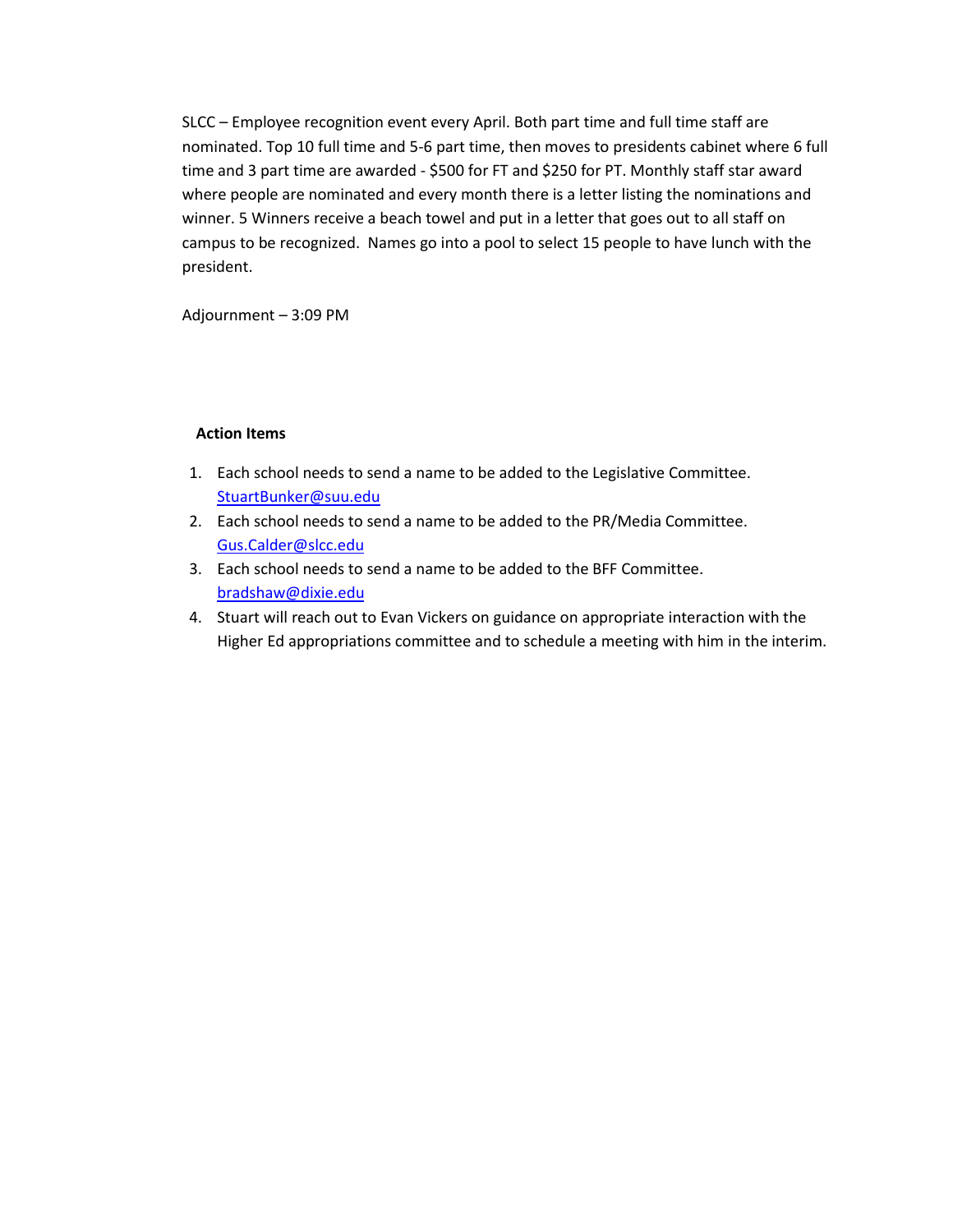SLCC – Employee recognition event every April. Both part time and full time staff are nominated. Top 10 full time and 5-6 part time, then moves to presidents cabinet where 6 full time and 3 part time are awarded - $500 for FT and $250 for PT. Monthly staff star award where people are nominated and every month there is a letter listing the nominations and winner. 5 Winners receive a beach towel and put in a letter that goes out to all staff on campus to be recognized. Names go into a pool to select 15 people to have lunch with the president.

Adjournment – 3:09 PM

**Action Items**

1. Each school needs to send a name to be added to the Legislative Committee. StuartBunker@suu.edu
2. Each school needs to send a name to be added to the PR/Media Committee. Gus.Calder@slcc.edu
3. Each school needs to send a name to be added to the BFF Committee. bradshaw@dixie.edu
4. Stuart will reach out to Evan Vickers on guidance on appropriate interaction with the Higher Ed appropriations committee and to schedule a meeting with him in the interim.